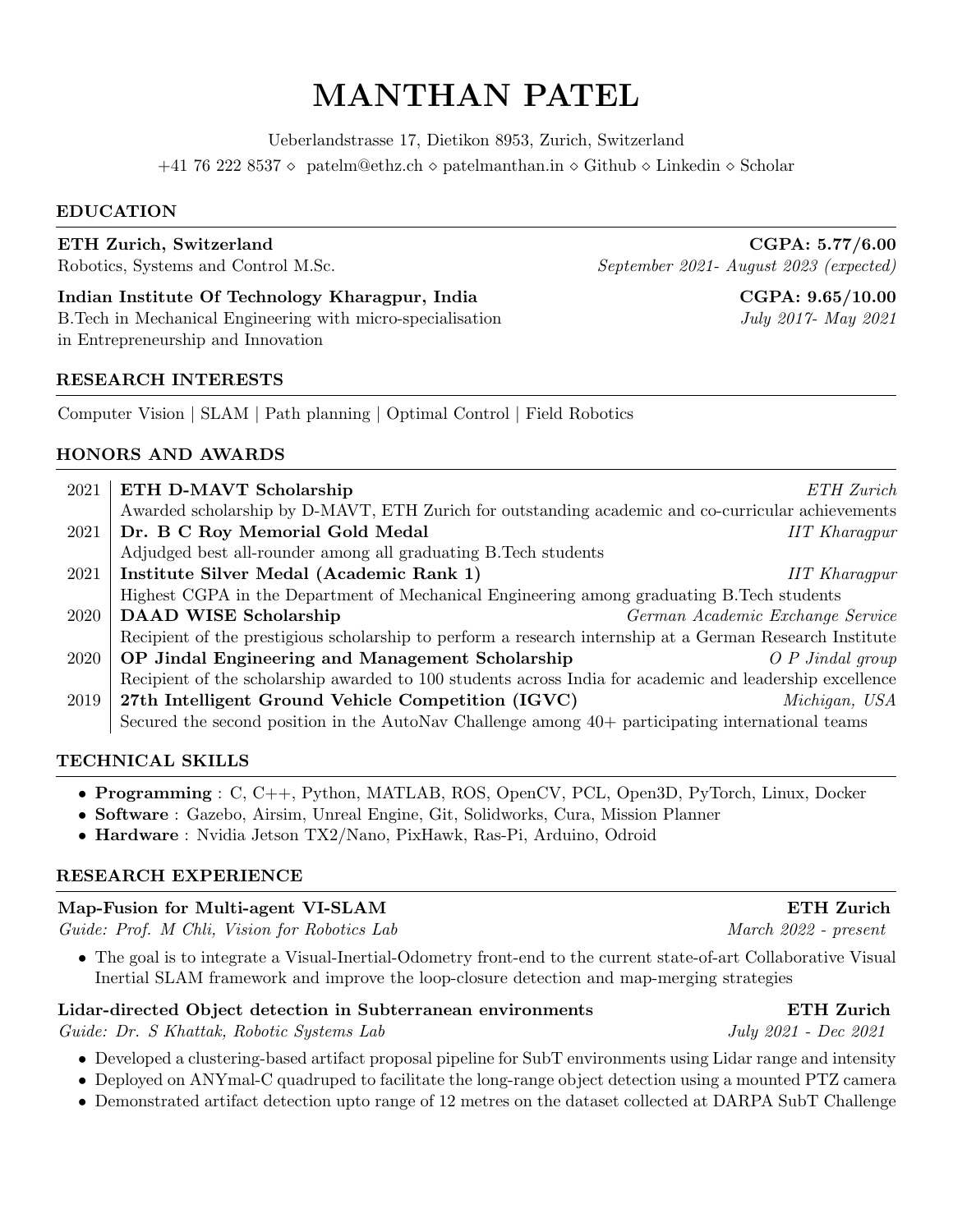# MANTHAN PATEL

Ueberlandstrasse 17, Dietikon 8953, Zurich, Switzerland

+41 76 222 8537 ⋄ patelm@ethz.ch ⋄ patelmanthan.in ⋄ Github ⋄ Linkedin ⋄ Scholar

## EDUCATION

**ETH Zurich, Switzerland** — **CGPA: 5.77/6.00**
Robotics, Systems and Control M.Sc. — *September 2021- August 2023 (expected)*

**Indian Institute Of Technology Kharagpur, India** — **CGPA: 9.65/10.00**
B.Tech in Mechanical Engineering with micro-specialisation in Entrepreneurship and Innovation — *July 2017- May 2021*

## RESEARCH INTERESTS

Computer Vision | SLAM | Path planning | Optimal Control | Field Robotics

## HONORS AND AWARDS

- 2021 — **ETH D-MAVT Scholarship** — *ETH Zurich*
  Awarded scholarship by D-MAVT, ETH Zurich for outstanding academic and co-curricular achievements
- 2021 — **Dr. B C Roy Memorial Gold Medal** — *IIT Kharagpur*
  Adjudged best all-rounder among all graduating B.Tech students
- 2021 — **Institute Silver Medal (Academic Rank 1)** — *IIT Kharagpur*
  Highest CGPA in the Department of Mechanical Engineering among graduating B.Tech students
- 2020 — **DAAD WISE Scholarship** — *German Academic Exchange Service*
  Recipient of the prestigious scholarship to perform a research internship at a German Research Institute
- 2020 — **OP Jindal Engineering and Management Scholarship** — *O P Jindal group*
  Recipient of the scholarship awarded to 100 students across India for academic and leadership excellence
- 2019 — **27th Intelligent Ground Vehicle Competition (IGVC)** — *Michigan, USA*
  Secured the second position in the AutoNav Challenge among 40+ participating international teams

## TECHNICAL SKILLS

- **Programming** : C, C++, Python, MATLAB, ROS, OpenCV, PCL, Open3D, PyTorch, Linux, Docker
- **Software** : Gazebo, Airsim, Unreal Engine, Git, Solidworks, Cura, Mission Planner
- **Hardware** : Nvidia Jetson TX2/Nano, PixHawk, Ras-Pi, Arduino, Odroid

## RESEARCH EXPERIENCE

**Map-Fusion for Multi-agent VI-SLAM** — **ETH Zurich**
*Guide: Prof. M Chli, Vision for Robotics Lab* — *March 2022 - present*

- The goal is to integrate a Visual-Inertial-Odometry front-end to the current state-of-art Collaborative Visual Inertial SLAM framework and improve the loop-closure detection and map-merging strategies

**Lidar-directed Object detection in Subterranean environments** — **ETH Zurich**
*Guide: Dr. S Khattak, Robotic Systems Lab* — *July 2021 - Dec 2021*

- Developed a clustering-based artifact proposal pipeline for SubT environments using Lidar range and intensity
- Deployed on ANYmal-C quadruped to facilitate the long-range object detection using a mounted PTZ camera
- Demonstrated artifact detection upto range of 12 metres on the dataset collected at DARPA SubT Challenge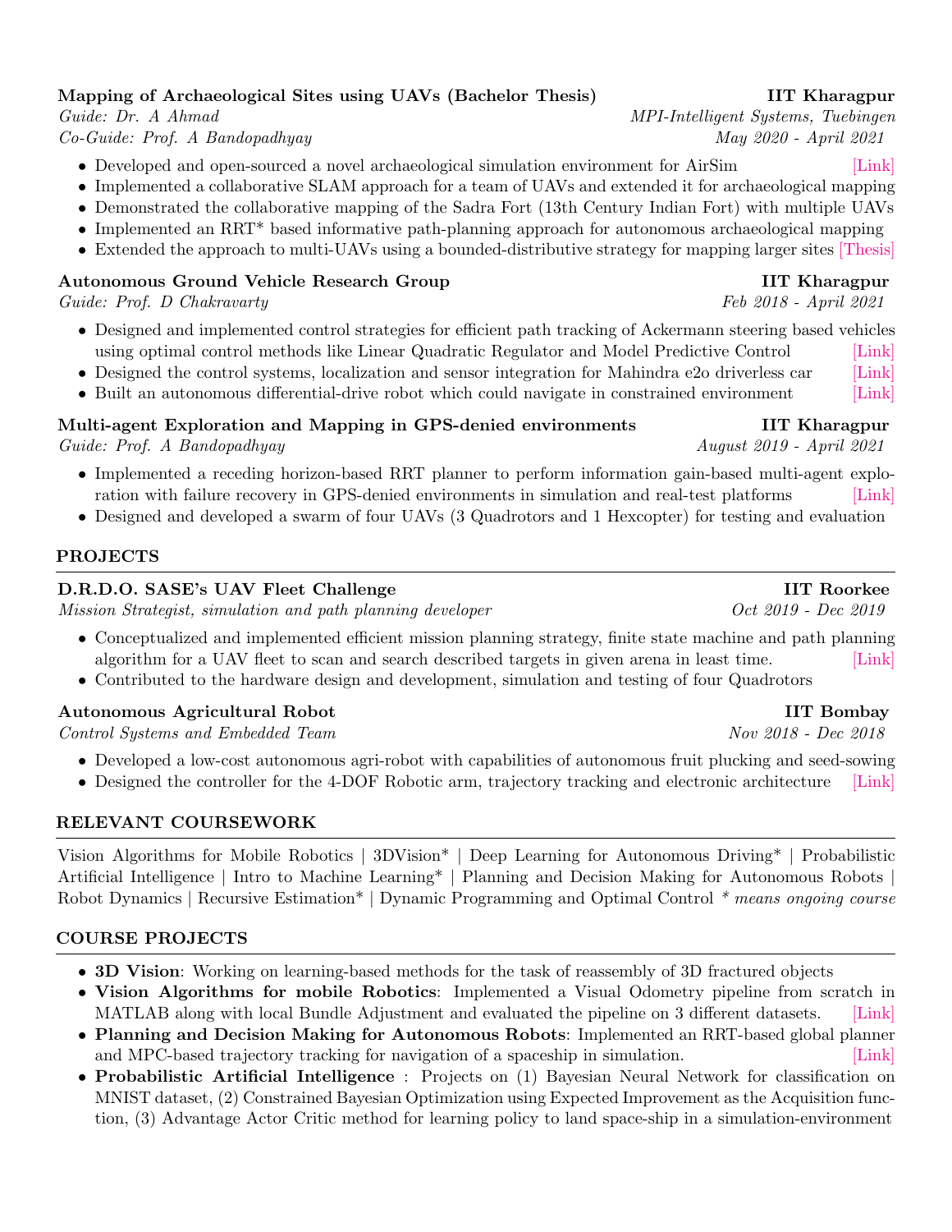### Mapping of Archaeological Sites using UAVs (Bachelor Thesis) — IIT Kharagpur

*Guide: Dr. A Ahmad* — *MPI-Intelligent Systems, Tuebingen*
*Co-Guide: Prof. A Bandopadhyay* — *May 2020 - April 2021*

- Developed and open-sourced a novel archaeological simulation environment for AirSim [Link]
- Implemented a collaborative SLAM approach for a team of UAVs and extended it for archaeological mapping
- Demonstrated the collaborative mapping of the Sadra Fort (13th Century Indian Fort) with multiple UAVs
- Implemented an RRT* based informative path-planning approach for autonomous archaeological mapping
- Extended the approach to multi-UAVs using a bounded-distributive strategy for mapping larger sites [Thesis]

### Autonomous Ground Vehicle Research Group — IIT Kharagpur

*Guide: Prof. D Chakravarty* — *Feb 2018 - April 2021*

- Designed and implemented control strategies for efficient path tracking of Ackermann steering based vehicles using optimal control methods like Linear Quadratic Regulator and Model Predictive Control [Link]
- Designed the control systems, localization and sensor integration for Mahindra e2o driverless car [Link]
- Built an autonomous differential-drive robot which could navigate in constrained environment [Link]

### Multi-agent Exploration and Mapping in GPS-denied environments — IIT Kharagpur

*Guide: Prof. A Bandopadhyay* — *August 2019 - April 2021*

- Implemented a receding horizon-based RRT planner to perform information gain-based multi-agent exploration with failure recovery in GPS-denied environments in simulation and real-test platforms [Link]
- Designed and developed a swarm of four UAVs (3 Quadrotors and 1 Hexcopter) for testing and evaluation

## PROJECTS

### D.R.D.O. SASE's UAV Fleet Challenge — IIT Roorkee

*Mission Strategist, simulation and path planning developer* — *Oct 2019 - Dec 2019*

- Conceptualized and implemented efficient mission planning strategy, finite state machine and path planning algorithm for a UAV fleet to scan and search described targets in given arena in least time. [Link]
- Contributed to the hardware design and development, simulation and testing of four Quadrotors

### Autonomous Agricultural Robot — IIT Bombay

*Control Systems and Embedded Team* — *Nov 2018 - Dec 2018*

- Developed a low-cost autonomous agri-robot with capabilities of autonomous fruit plucking and seed-sowing
- Designed the controller for the 4-DOF Robotic arm, trajectory tracking and electronic architecture [Link]

## RELEVANT COURSEWORK

Vision Algorithms for Mobile Robotics | 3DVision* | Deep Learning for Autonomous Driving* | Probabilistic Artificial Intelligence | Intro to Machine Learning* | Planning and Decision Making for Autonomous Robots | Robot Dynamics | Recursive Estimation* | Dynamic Programming and Optimal Control *\* means ongoing course*

## COURSE PROJECTS

- **3D Vision**: Working on learning-based methods for the task of reassembly of 3D fractured objects
- **Vision Algorithms for mobile Robotics**: Implemented a Visual Odometry pipeline from scratch in MATLAB along with local Bundle Adjustment and evaluated the pipeline on 3 different datasets. [Link]
- **Planning and Decision Making for Autonomous Robots**: Implemented an RRT-based global planner and MPC-based trajectory tracking for navigation of a spaceship in simulation. [Link]
- **Probabilistic Artificial Intelligence** : Projects on (1) Bayesian Neural Network for classification on MNIST dataset, (2) Constrained Bayesian Optimization using Expected Improvement as the Acquisition function, (3) Advantage Actor Critic method for learning policy to land space-ship in a simulation-environment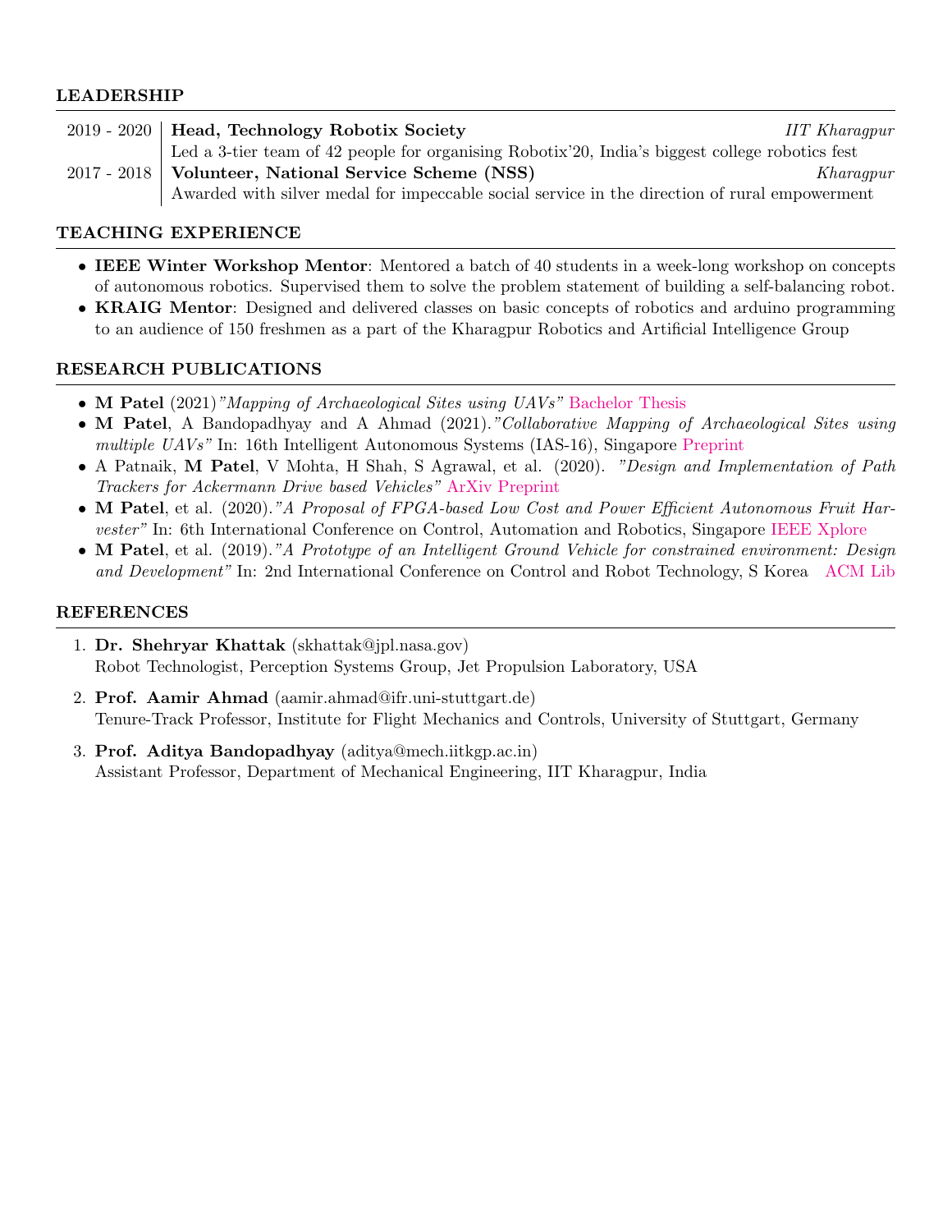## LEADERSHIP

2019 - 2020 | **Head, Technology Robotix Society** *IIT Kharagpur*
Led a 3-tier team of 42 people for organising Robotix'20, India's biggest college robotics fest

2017 - 2018 | **Volunteer, National Service Scheme (NSS)** *Kharagpur*
Awarded with silver medal for impeccable social service in the direction of rural empowerment

## TEACHING EXPERIENCE

- **IEEE Winter Workshop Mentor**: Mentored a batch of 40 students in a week-long workshop on concepts of autonomous robotics. Supervised them to solve the problem statement of building a self-balancing robot.
- **KRAIG Mentor**: Designed and delivered classes on basic concepts of robotics and arduino programming to an audience of 150 freshmen as a part of the Kharagpur Robotics and Artificial Intelligence Group

## RESEARCH PUBLICATIONS

- **M Patel** (2021)*"Mapping of Archaeological Sites using UAVs"* Bachelor Thesis
- **M Patel**, A Bandopadhyay and A Ahmad (2021).*"Collaborative Mapping of Archaeological Sites using multiple UAVs"* In: 16th Intelligent Autonomous Systems (IAS-16), Singapore Preprint
- A Patnaik, **M Patel**, V Mohta, H Shah, S Agrawal, et al. (2020). *"Design and Implementation of Path Trackers for Ackermann Drive based Vehicles"* ArXiv Preprint
- **M Patel**, et al. (2020).*"A Proposal of FPGA-based Low Cost and Power Efficient Autonomous Fruit Harvester"* In: 6th International Conference on Control, Automation and Robotics, Singapore IEEE Xplore
- **M Patel**, et al. (2019).*"A Prototype of an Intelligent Ground Vehicle for constrained environment: Design and Development"* In: 2nd International Conference on Control and Robot Technology, S Korea ACM Lib

## REFERENCES

1. **Dr. Shehryar Khattak** (skhattak@jpl.nasa.gov)
   Robot Technologist, Perception Systems Group, Jet Propulsion Laboratory, USA
2. **Prof. Aamir Ahmad** (aamir.ahmad@ifr.uni-stuttgart.de)
   Tenure-Track Professor, Institute for Flight Mechanics and Controls, University of Stuttgart, Germany
3. **Prof. Aditya Bandopadhyay** (aditya@mech.iitkgp.ac.in)
   Assistant Professor, Department of Mechanical Engineering, IIT Kharagpur, India